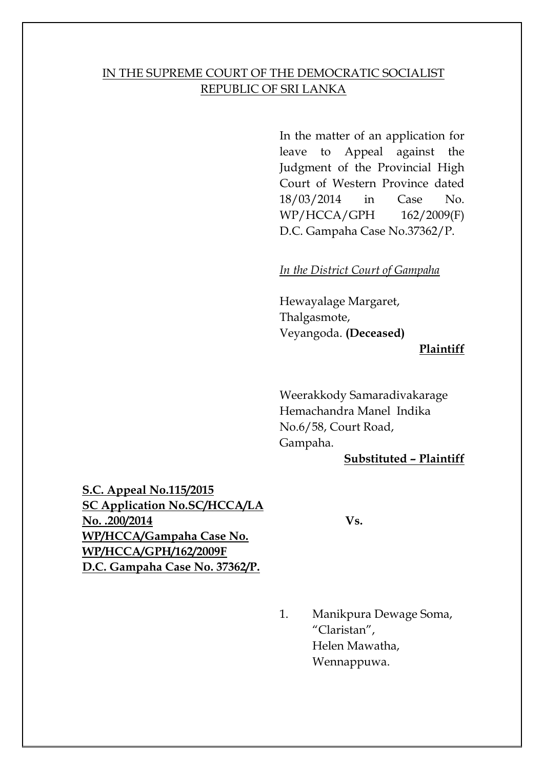IN THE SUPREME COURT OF THE DEMOCRATIC SOCIALIST REPUBLIC OF SRI LANKA

In the matter of an application for leave to Appeal against the Judgment of the Provincial High Court of Western Province dated 18/03/2014 in Case No. WP/HCCA/GPH 162/2009(F) D.C. Gampaha Case No.37362/P.

*In the District Court of Gampaha*

Hewayalage Margaret,
Thalgasmote,
Veyangoda. **(Deceased)**

**Plaintiff**

Weerakkody Samaradivakarage
Hemachandra Manel Indika
No.6/58, Court Road,
Gampaha.

**Substituted – Plaintiff**

**S.C. Appeal No.115/2015**
**SC Application No.SC/HCCA/LA No. .200/2014**
**WP/HCCA/Gampaha Case No. WP/HCCA/GPH/162/2009F**
**D.C. Gampaha Case No. 37362/P.**

**Vs.**

1. Manikpura Dewage Soma,
   "Claristan",
   Helen Mawatha,
   Wennappuwa.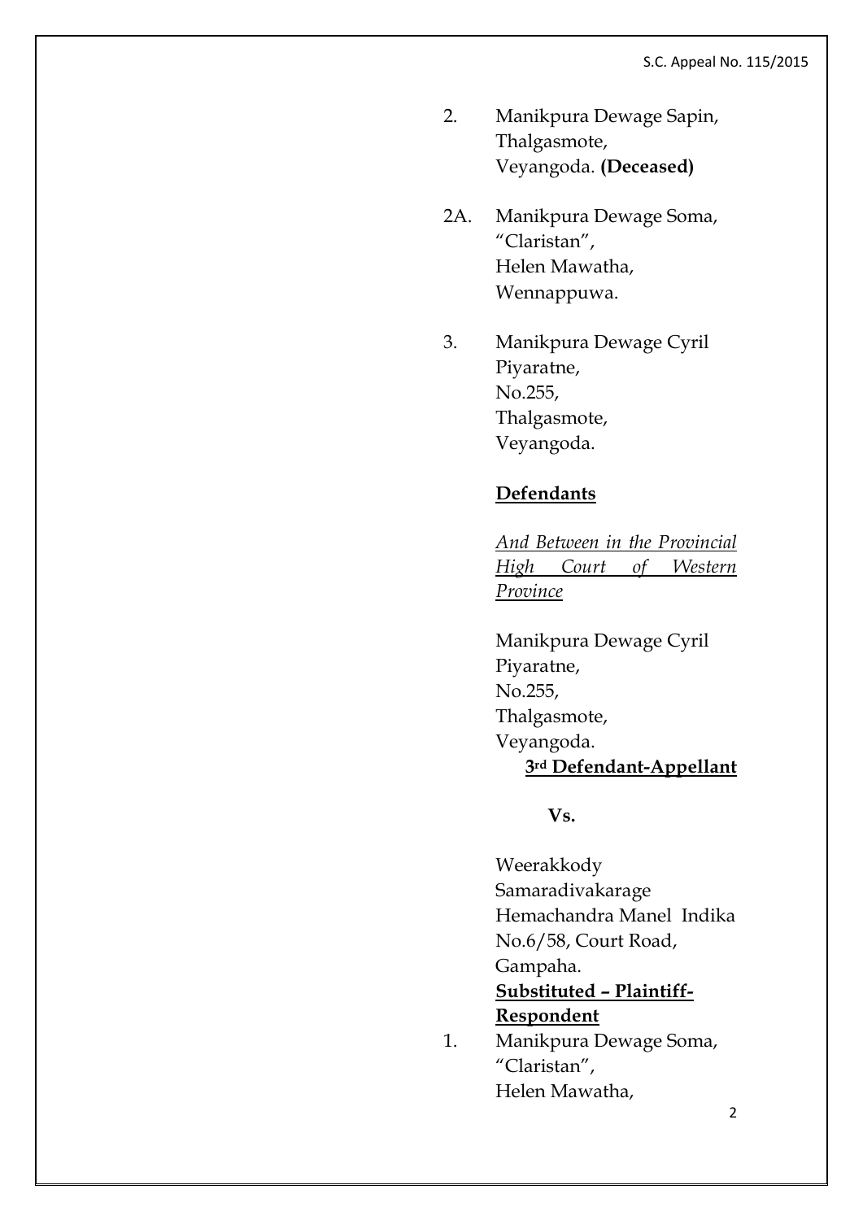2. Manikpura Dewage Sapin,
   Thalgasmote,
   Veyangoda. **(Deceased)**

2A. Manikpura Dewage Soma,
   "Claristan",
   Helen Mawatha,
   Wennappuwa.

3. Manikpura Dewage Cyril Piyaratne,
   No.255,
   Thalgasmote,
   Veyangoda.

**Defendants**

*And Between in the Provincial High Court of Western Province*

Manikpura Dewage Cyril Piyaratne,
No.255,
Thalgasmote,
Veyangoda.

**3rd Defendant-Appellant**

**Vs.**

Weerakkody Samaradivakarage Hemachandra Manel Indika
No.6/58, Court Road,
Gampaha.

**Substituted – Plaintiff-Respondent**

1. Manikpura Dewage Soma,
   "Claristan",
   Helen Mawatha,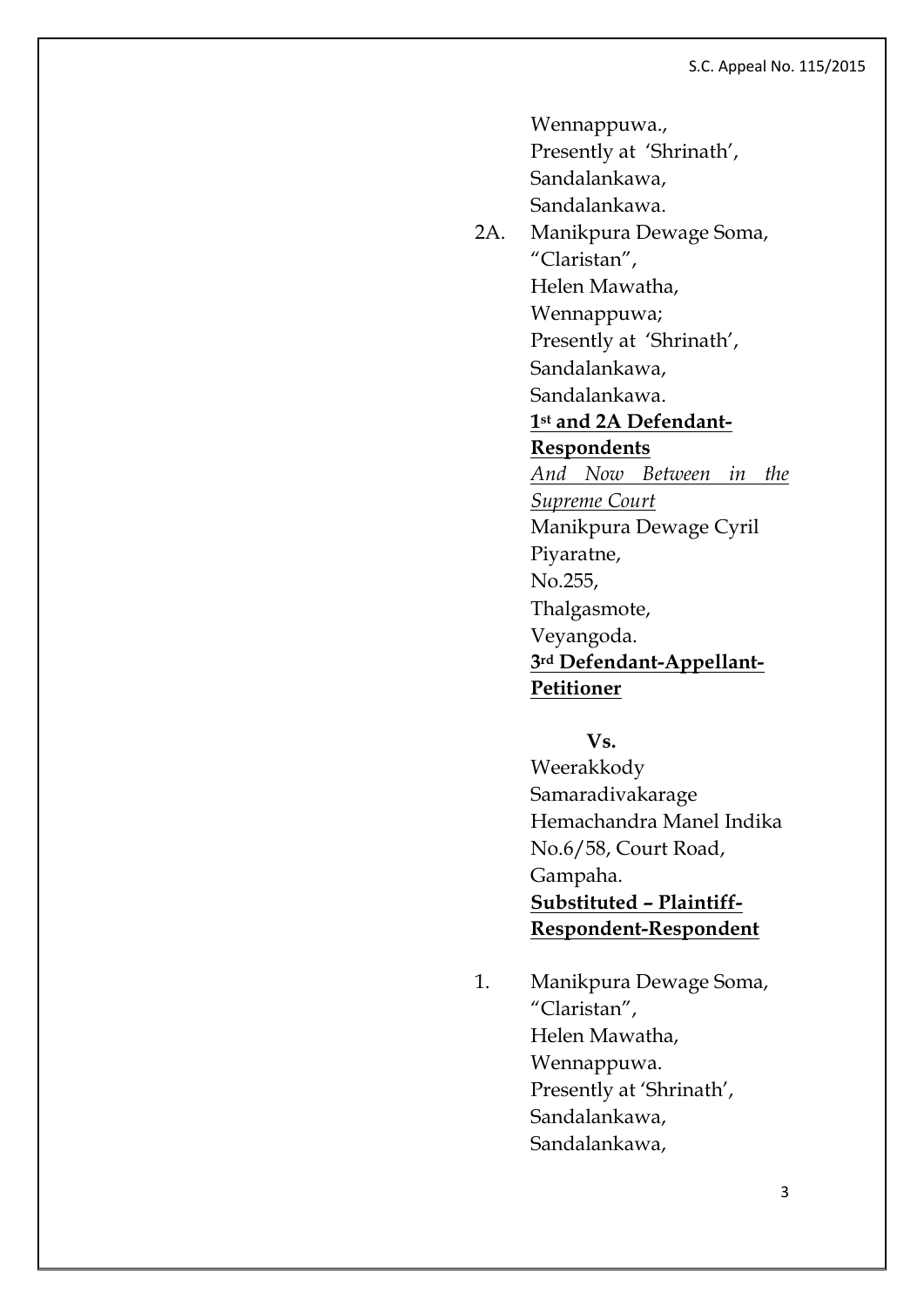Wennappuwa.,
Presently at 'Shrinath',
Sandalankawa,
Sandalankawa.

2A. Manikpura Dewage Soma,
"Claristan",
Helen Mawatha,
Wennappuwa;
Presently at 'Shrinath',
Sandalankawa,
Sandalankawa.

**1st and 2A Defendant-Respondents**

*And Now Between in the Supreme Court*

Manikpura Dewage Cyril Piyaratne,
No.255,
Thalgasmote,
Veyangoda.

**3rd Defendant-Appellant-Petitioner**

**Vs.**

Weerakkody Samaradivakarage Hemachandra Manel Indika
No.6/58, Court Road,
Gampaha.

**Substituted – Plaintiff-Respondent-Respondent**

1. Manikpura Dewage Soma,
"Claristan",
Helen Mawatha,
Wennappuwa.
Presently at 'Shrinath',
Sandalankawa,
Sandalankawa,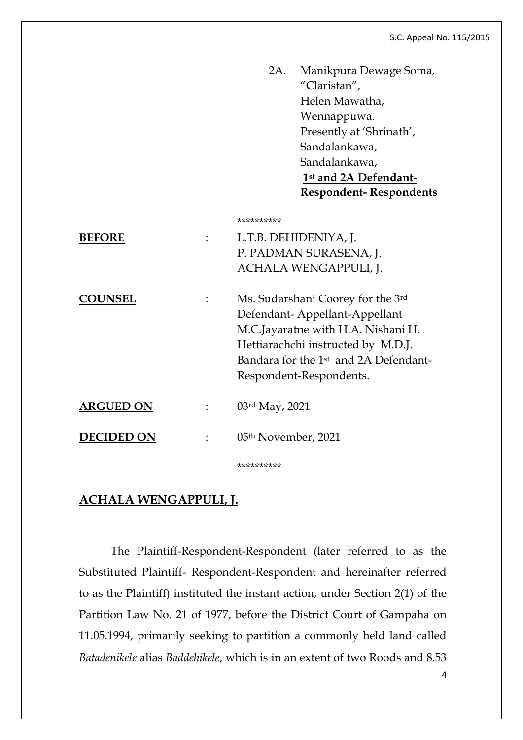2A. Manikpura Dewage Soma,
"Claristan",
Helen Mawatha,
Wennappuwa.
Presently at 'Shrinath',
Sandalankawa,
Sandalankawa,
**1st and 2A Defendant-Respondent- Respondents**

\*\*\*\*\*\*\*\*\*\*

**BEFORE** : L.T.B. DEHIDENIYA, J.
P. PADMAN SURASENA, J.
ACHALA WENGAPPULI, J.

**COUNSEL** : Ms. Sudarshani Coorey for the 3rd Defendant- Appellant-Appellant
M.C.Jayaratne with H.A. Nishani H. Hettiarachchi instructed by M.D.J. Bandara for the 1st and 2A Defendant-Respondent-Respondents.

**ARGUED ON** : 03rd May, 2021

**DECIDED ON** : 05th November, 2021

\*\*\*\*\*\*\*\*\*\*

## ACHALA WENGAPPULI, J.

The Plaintiff-Respondent-Respondent (later referred to as the Substituted Plaintiff- Respondent-Respondent and hereinafter referred to as the Plaintiff) instituted the instant action, under Section 2(1) of the Partition Law No. 21 of 1977, before the District Court of Gampaha on 11.05.1994, primarily seeking to partition a commonly held land called *Batadenikele* alias *Baddehikele*, which is in an extent of two Roods and 8.53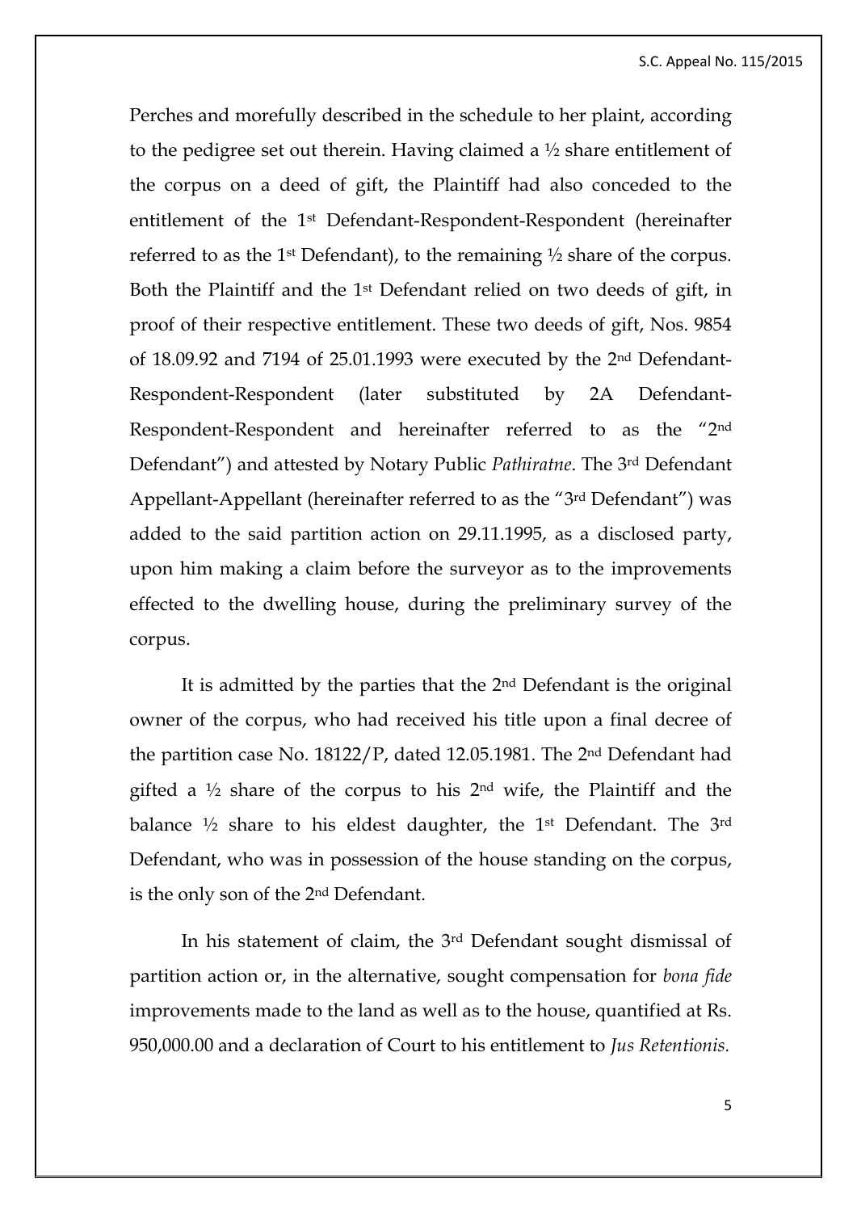Perches and morefully described in the schedule to her plaint, according to the pedigree set out therein. Having claimed a ½ share entitlement of the corpus on a deed of gift, the Plaintiff had also conceded to the entitlement of the 1st Defendant-Respondent-Respondent (hereinafter referred to as the 1st Defendant), to the remaining ½ share of the corpus. Both the Plaintiff and the 1st Defendant relied on two deeds of gift, in proof of their respective entitlement. These two deeds of gift, Nos. 9854 of 18.09.92 and 7194 of 25.01.1993 were executed by the 2nd Defendant-Respondent-Respondent (later substituted by 2A Defendant-Respondent-Respondent and hereinafter referred to as the "2nd Defendant") and attested by Notary Public *Pathiratne*. The 3rd Defendant Appellant-Appellant (hereinafter referred to as the "3rd Defendant") was added to the said partition action on 29.11.1995, as a disclosed party, upon him making a claim before the surveyor as to the improvements effected to the dwelling house, during the preliminary survey of the corpus.

It is admitted by the parties that the 2nd Defendant is the original owner of the corpus, who had received his title upon a final decree of the partition case No. 18122/P, dated 12.05.1981. The 2nd Defendant had gifted a ½ share of the corpus to his 2nd wife, the Plaintiff and the balance ½ share to his eldest daughter, the 1st Defendant. The 3rd Defendant, who was in possession of the house standing on the corpus, is the only son of the 2nd Defendant.

In his statement of claim, the 3rd Defendant sought dismissal of partition action or, in the alternative, sought compensation for *bona fide* improvements made to the land as well as to the house, quantified at Rs. 950,000.00 and a declaration of Court to his entitlement to *Jus Retentionis.*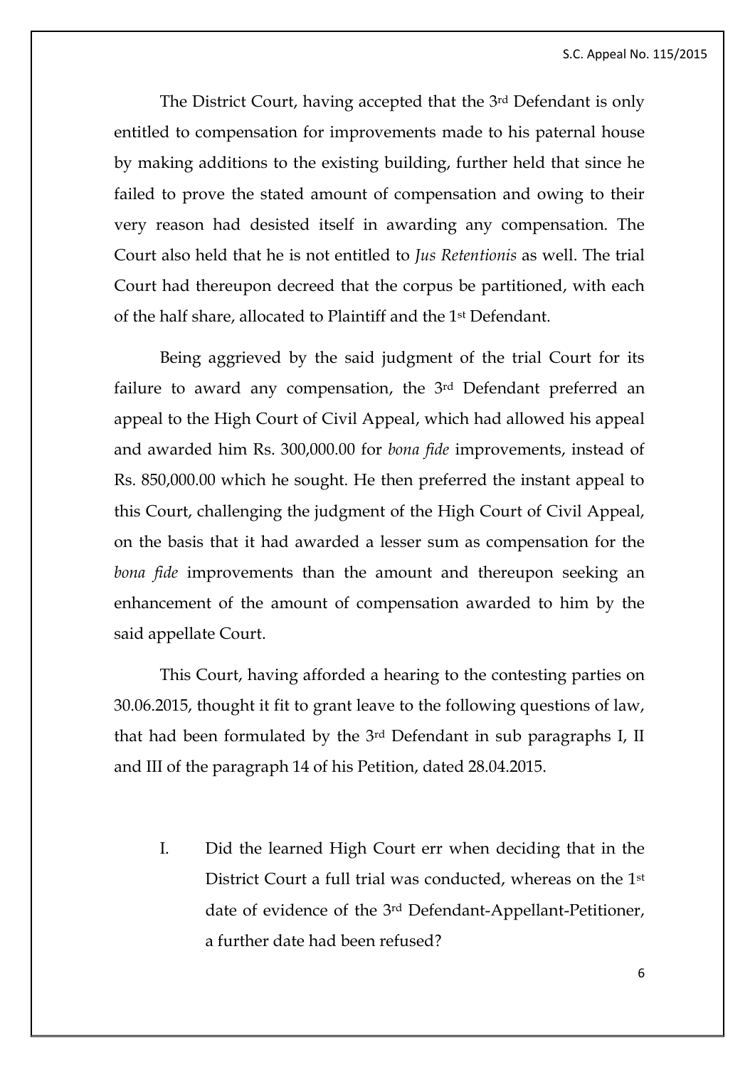The District Court, having accepted that the 3rd Defendant is only entitled to compensation for improvements made to his paternal house by making additions to the existing building, further held that since he failed to prove the stated amount of compensation and owing to their very reason had desisted itself in awarding any compensation. The Court also held that he is not entitled to *Jus Retentionis* as well. The trial Court had thereupon decreed that the corpus be partitioned, with each of the half share, allocated to Plaintiff and the 1st Defendant.

Being aggrieved by the said judgment of the trial Court for its failure to award any compensation, the 3rd Defendant preferred an appeal to the High Court of Civil Appeal, which had allowed his appeal and awarded him Rs. 300,000.00 for *bona fide* improvements, instead of Rs. 850,000.00 which he sought. He then preferred the instant appeal to this Court, challenging the judgment of the High Court of Civil Appeal, on the basis that it had awarded a lesser sum as compensation for the *bona fide* improvements than the amount and thereupon seeking an enhancement of the amount of compensation awarded to him by the said appellate Court.

This Court, having afforded a hearing to the contesting parties on 30.06.2015, thought it fit to grant leave to the following questions of law, that had been formulated by the 3rd Defendant in sub paragraphs I, II and III of the paragraph 14 of his Petition, dated 28.04.2015.

I. Did the learned High Court err when deciding that in the District Court a full trial was conducted, whereas on the 1st date of evidence of the 3rd Defendant-Appellant-Petitioner, a further date had been refused?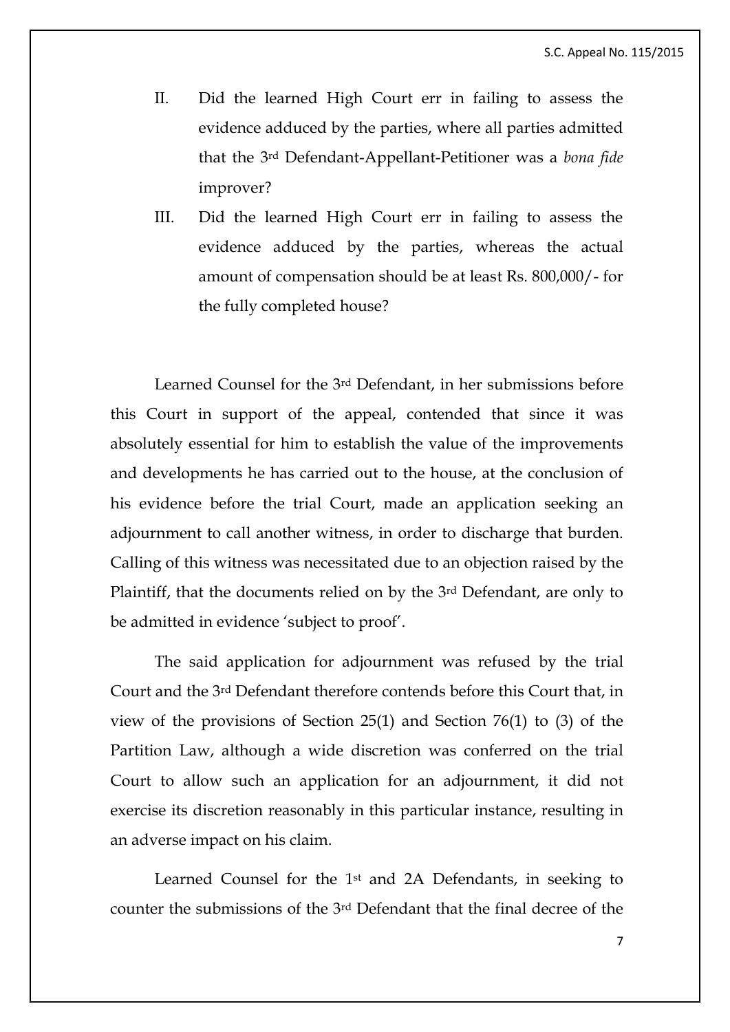II. Did the learned High Court err in failing to assess the evidence adduced by the parties, where all parties admitted that the 3rd Defendant-Appellant-Petitioner was a *bona fide* improver?

III. Did the learned High Court err in failing to assess the evidence adduced by the parties, whereas the actual amount of compensation should be at least Rs. 800,000/- for the fully completed house?

Learned Counsel for the 3rd Defendant, in her submissions before this Court in support of the appeal, contended that since it was absolutely essential for him to establish the value of the improvements and developments he has carried out to the house, at the conclusion of his evidence before the trial Court, made an application seeking an adjournment to call another witness, in order to discharge that burden. Calling of this witness was necessitated due to an objection raised by the Plaintiff, that the documents relied on by the 3rd Defendant, are only to be admitted in evidence 'subject to proof'.

The said application for adjournment was refused by the trial Court and the 3rd Defendant therefore contends before this Court that, in view of the provisions of Section 25(1) and Section 76(1) to (3) of the Partition Law, although a wide discretion was conferred on the trial Court to allow such an application for an adjournment, it did not exercise its discretion reasonably in this particular instance, resulting in an adverse impact on his claim.

Learned Counsel for the 1st and 2A Defendants, in seeking to counter the submissions of the 3rd Defendant that the final decree of the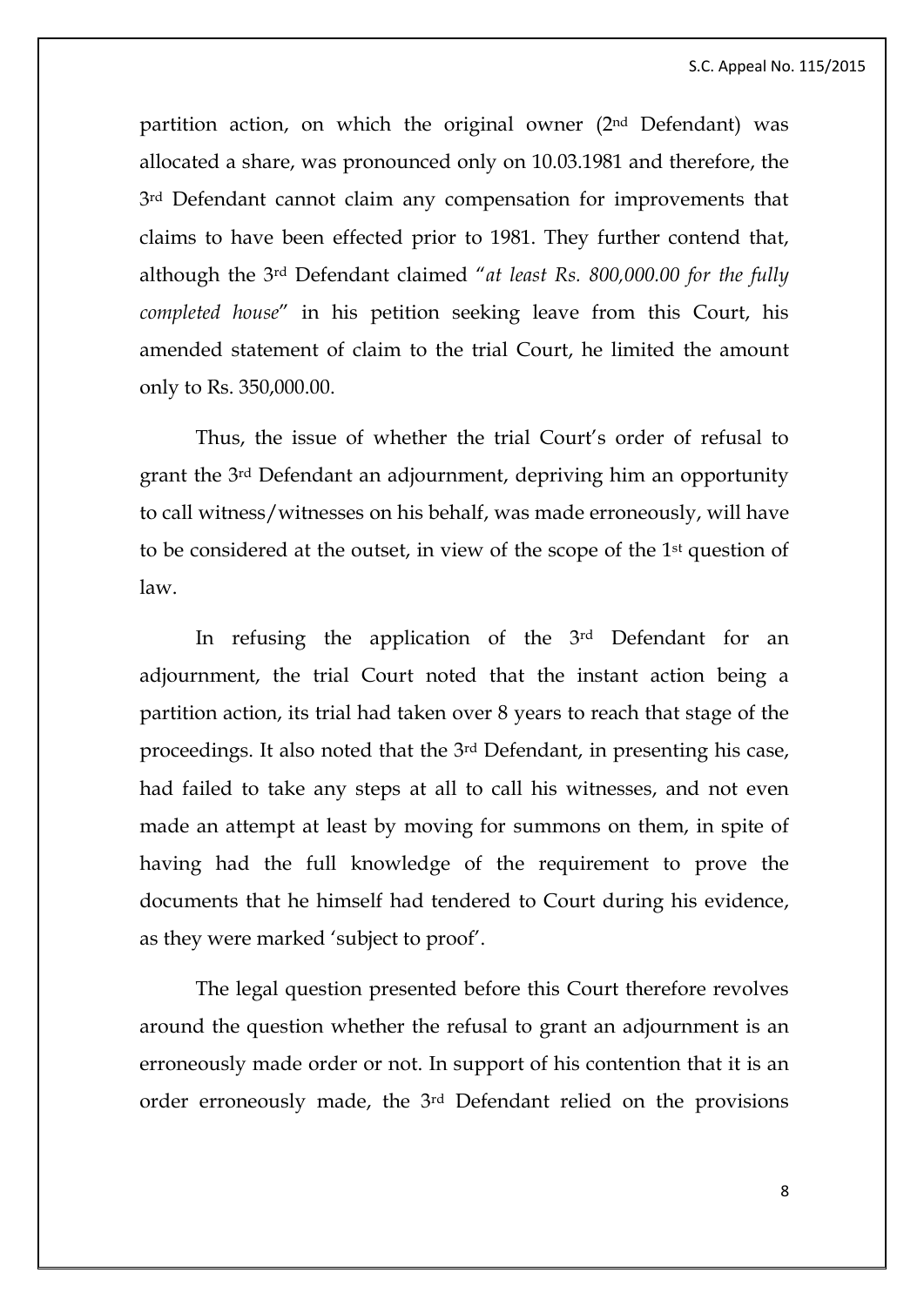partition action, on which the original owner (2nd Defendant) was allocated a share, was pronounced only on 10.03.1981 and therefore, the 3rd Defendant cannot claim any compensation for improvements that claims to have been effected prior to 1981. They further contend that, although the 3rd Defendant claimed "*at least Rs. 800,000.00 for the fully completed house*" in his petition seeking leave from this Court, his amended statement of claim to the trial Court, he limited the amount only to Rs. 350,000.00.

Thus, the issue of whether the trial Court's order of refusal to grant the 3rd Defendant an adjournment, depriving him an opportunity to call witness/witnesses on his behalf, was made erroneously, will have to be considered at the outset, in view of the scope of the 1st question of law.

In refusing the application of the 3rd Defendant for an adjournment, the trial Court noted that the instant action being a partition action, its trial had taken over 8 years to reach that stage of the proceedings. It also noted that the 3rd Defendant, in presenting his case, had failed to take any steps at all to call his witnesses, and not even made an attempt at least by moving for summons on them, in spite of having had the full knowledge of the requirement to prove the documents that he himself had tendered to Court during his evidence, as they were marked 'subject to proof'.

The legal question presented before this Court therefore revolves around the question whether the refusal to grant an adjournment is an erroneously made order or not. In support of his contention that it is an order erroneously made, the 3rd Defendant relied on the provisions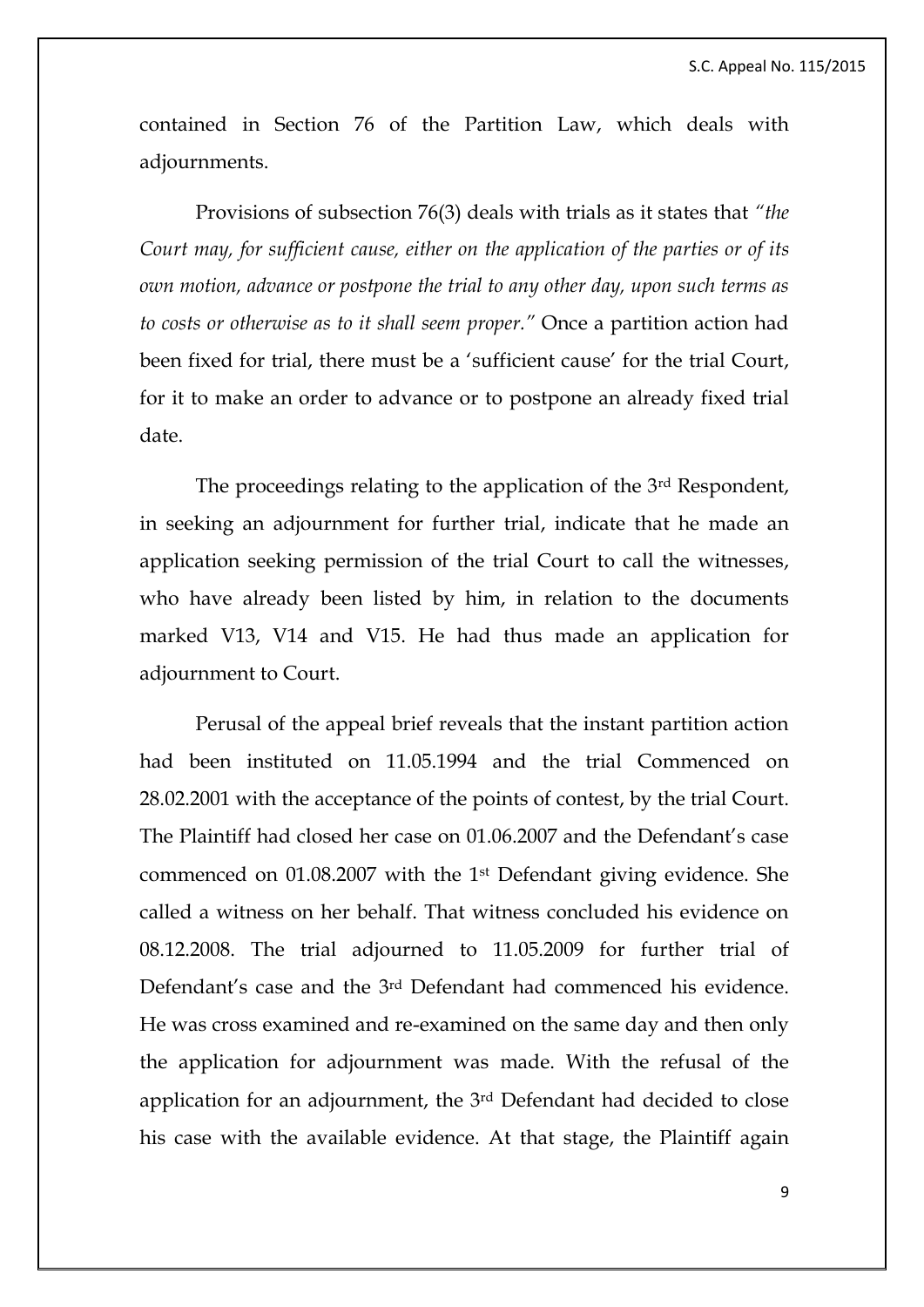contained in Section 76 of the Partition Law, which deals with adjournments.

Provisions of subsection 76(3) deals with trials as it states that *"the Court may, for sufficient cause, either on the application of the parties or of its own motion, advance or postpone the trial to any other day, upon such terms as to costs or otherwise as to it shall seem proper."* Once a partition action had been fixed for trial, there must be a 'sufficient cause' for the trial Court, for it to make an order to advance or to postpone an already fixed trial date.

The proceedings relating to the application of the 3rd Respondent, in seeking an adjournment for further trial, indicate that he made an application seeking permission of the trial Court to call the witnesses, who have already been listed by him, in relation to the documents marked V13, V14 and V15. He had thus made an application for adjournment to Court.

Perusal of the appeal brief reveals that the instant partition action had been instituted on 11.05.1994 and the trial Commenced on 28.02.2001 with the acceptance of the points of contest, by the trial Court. The Plaintiff had closed her case on 01.06.2007 and the Defendant's case commenced on 01.08.2007 with the 1st Defendant giving evidence. She called a witness on her behalf. That witness concluded his evidence on 08.12.2008. The trial adjourned to 11.05.2009 for further trial of Defendant's case and the 3rd Defendant had commenced his evidence. He was cross examined and re-examined on the same day and then only the application for adjournment was made. With the refusal of the application for an adjournment, the 3rd Defendant had decided to close his case with the available evidence. At that stage, the Plaintiff again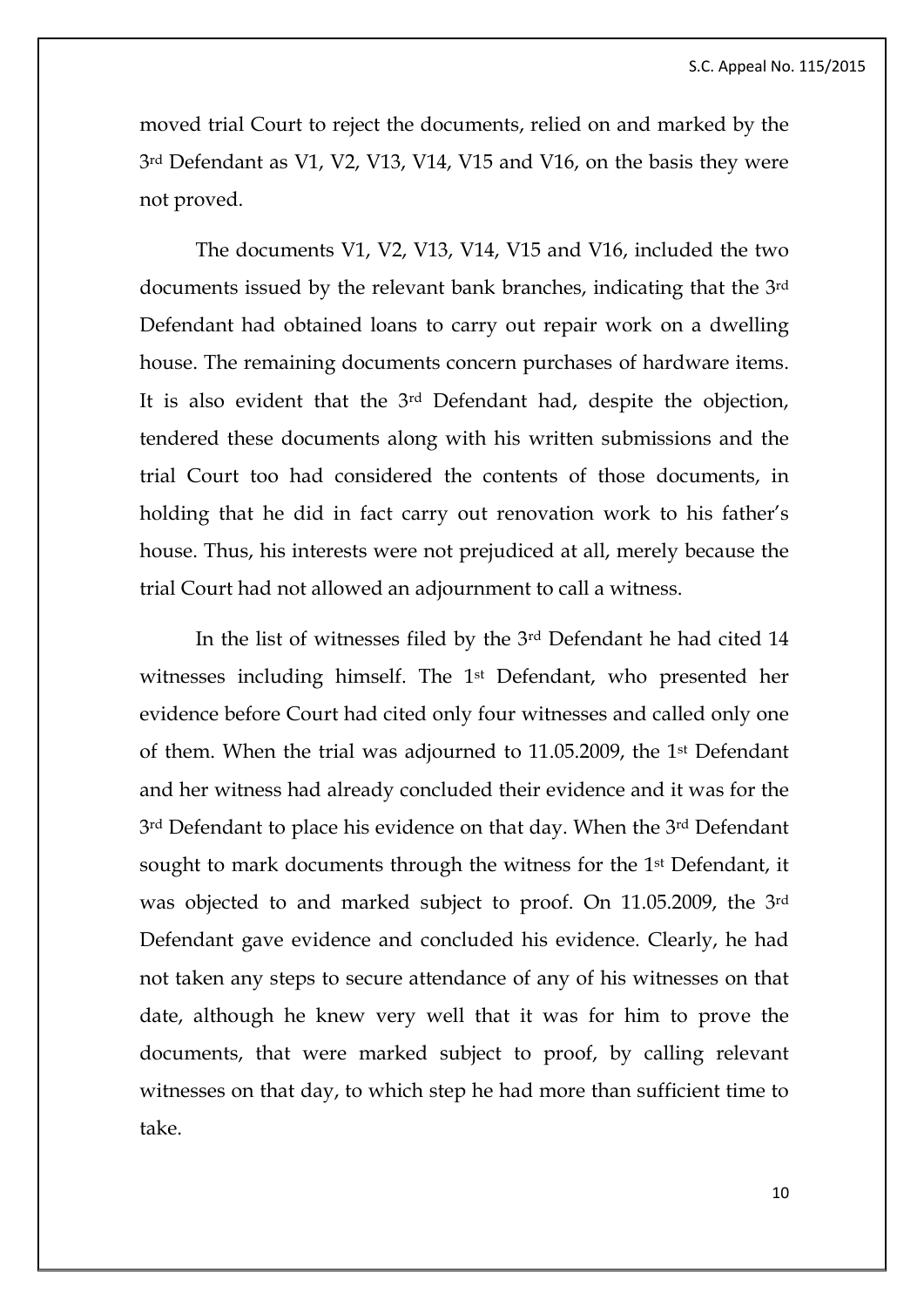moved trial Court to reject the documents, relied on and marked by the 3rd Defendant as V1, V2, V13, V14, V15 and V16, on the basis they were not proved.

The documents V1, V2, V13, V14, V15 and V16, included the two documents issued by the relevant bank branches, indicating that the 3rd Defendant had obtained loans to carry out repair work on a dwelling house. The remaining documents concern purchases of hardware items. It is also evident that the 3rd Defendant had, despite the objection, tendered these documents along with his written submissions and the trial Court too had considered the contents of those documents, in holding that he did in fact carry out renovation work to his father's house. Thus, his interests were not prejudiced at all, merely because the trial Court had not allowed an adjournment to call a witness.

In the list of witnesses filed by the 3rd Defendant he had cited 14 witnesses including himself. The 1st Defendant, who presented her evidence before Court had cited only four witnesses and called only one of them. When the trial was adjourned to 11.05.2009, the 1st Defendant and her witness had already concluded their evidence and it was for the 3rd Defendant to place his evidence on that day. When the 3rd Defendant sought to mark documents through the witness for the 1st Defendant, it was objected to and marked subject to proof. On 11.05.2009, the 3rd Defendant gave evidence and concluded his evidence. Clearly, he had not taken any steps to secure attendance of any of his witnesses on that date, although he knew very well that it was for him to prove the documents, that were marked subject to proof, by calling relevant witnesses on that day, to which step he had more than sufficient time to take.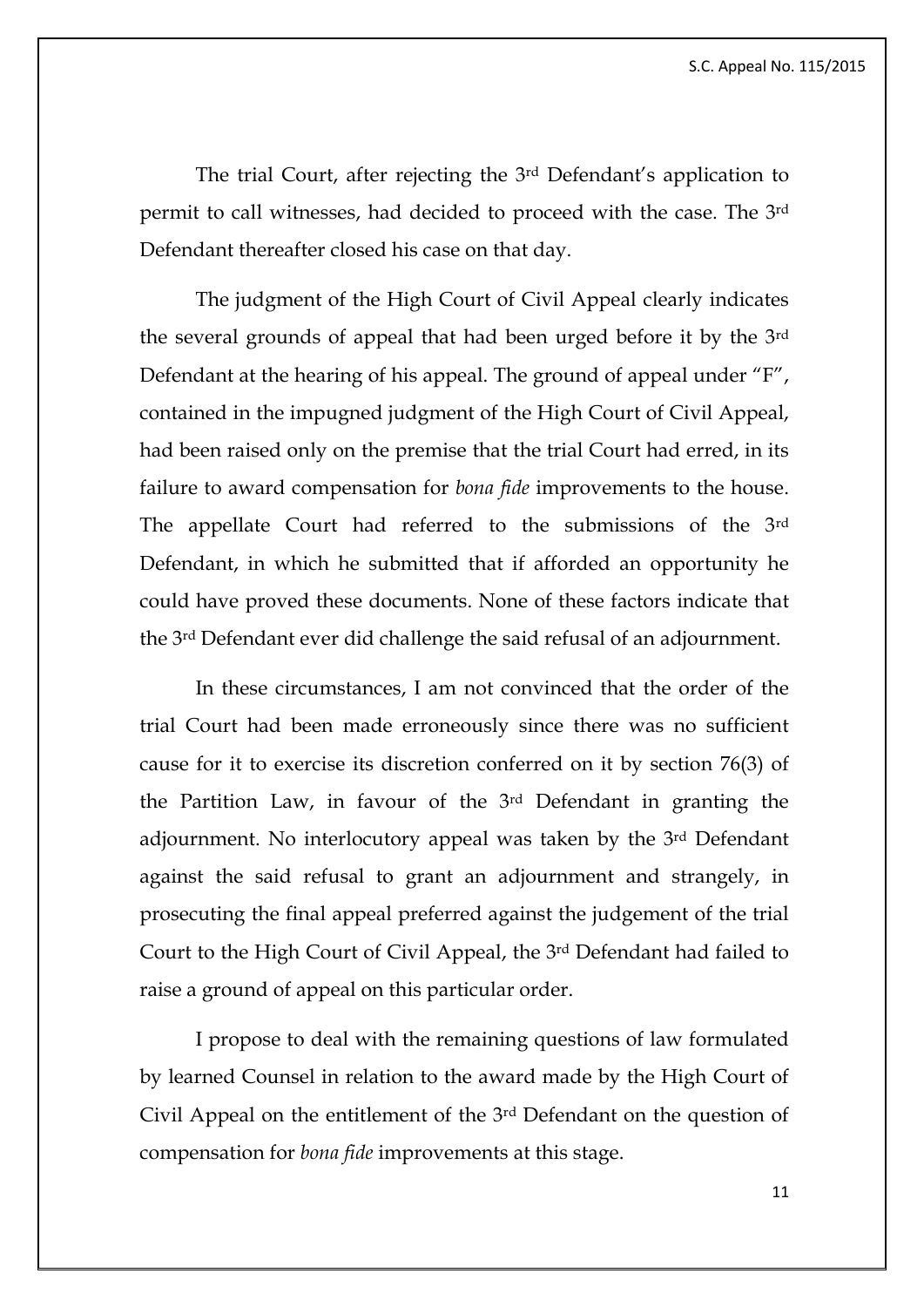The trial Court, after rejecting the 3rd Defendant's application to permit to call witnesses, had decided to proceed with the case. The 3rd Defendant thereafter closed his case on that day.

The judgment of the High Court of Civil Appeal clearly indicates the several grounds of appeal that had been urged before it by the 3rd Defendant at the hearing of his appeal. The ground of appeal under "F", contained in the impugned judgment of the High Court of Civil Appeal, had been raised only on the premise that the trial Court had erred, in its failure to award compensation for *bona fide* improvements to the house. The appellate Court had referred to the submissions of the 3rd Defendant, in which he submitted that if afforded an opportunity he could have proved these documents. None of these factors indicate that the 3rd Defendant ever did challenge the said refusal of an adjournment.

In these circumstances, I am not convinced that the order of the trial Court had been made erroneously since there was no sufficient cause for it to exercise its discretion conferred on it by section 76(3) of the Partition Law, in favour of the 3rd Defendant in granting the adjournment. No interlocutory appeal was taken by the 3rd Defendant against the said refusal to grant an adjournment and strangely, in prosecuting the final appeal preferred against the judgement of the trial Court to the High Court of Civil Appeal, the 3rd Defendant had failed to raise a ground of appeal on this particular order.

I propose to deal with the remaining questions of law formulated by learned Counsel in relation to the award made by the High Court of Civil Appeal on the entitlement of the 3rd Defendant on the question of compensation for *bona fide* improvements at this stage.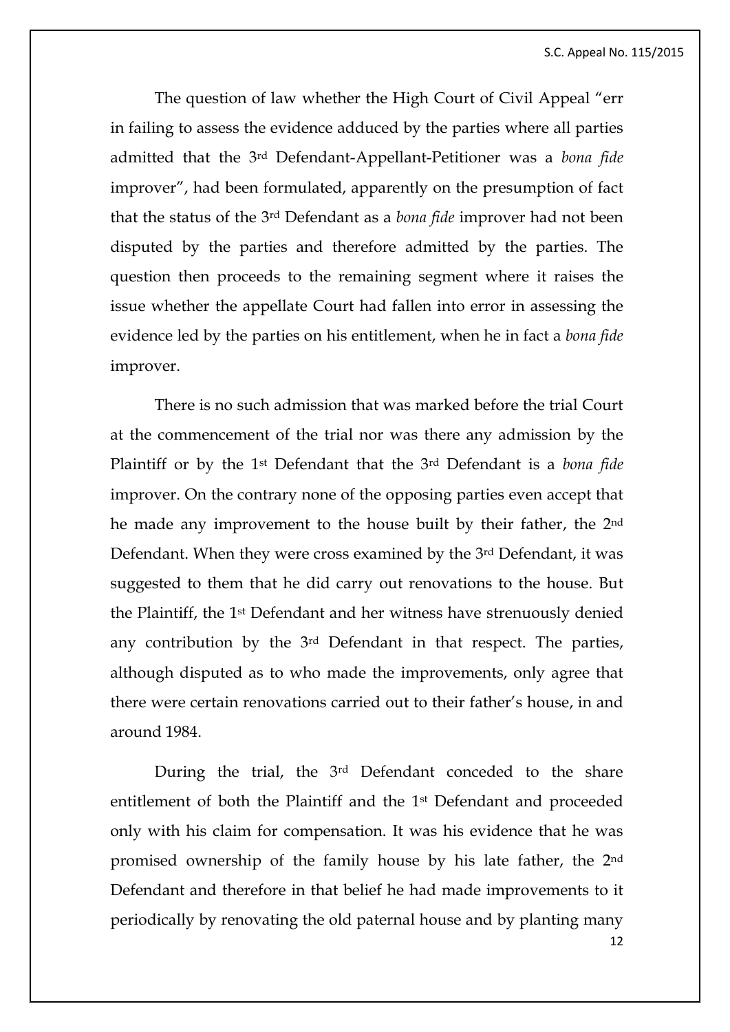The question of law whether the High Court of Civil Appeal "err in failing to assess the evidence adduced by the parties where all parties admitted that the 3rd Defendant-Appellant-Petitioner was a *bona fide* improver", had been formulated, apparently on the presumption of fact that the status of the 3rd Defendant as a *bona fide* improver had not been disputed by the parties and therefore admitted by the parties. The question then proceeds to the remaining segment where it raises the issue whether the appellate Court had fallen into error in assessing the evidence led by the parties on his entitlement, when he in fact a *bona fide* improver.

There is no such admission that was marked before the trial Court at the commencement of the trial nor was there any admission by the Plaintiff or by the 1st Defendant that the 3rd Defendant is a *bona fide* improver. On the contrary none of the opposing parties even accept that he made any improvement to the house built by their father, the 2nd Defendant. When they were cross examined by the 3rd Defendant, it was suggested to them that he did carry out renovations to the house. But the Plaintiff, the 1st Defendant and her witness have strenuously denied any contribution by the 3rd Defendant in that respect. The parties, although disputed as to who made the improvements, only agree that there were certain renovations carried out to their father's house, in and around 1984.

During the trial, the 3rd Defendant conceded to the share entitlement of both the Plaintiff and the 1st Defendant and proceeded only with his claim for compensation. It was his evidence that he was promised ownership of the family house by his late father, the 2nd Defendant and therefore in that belief he had made improvements to it periodically by renovating the old paternal house and by planting many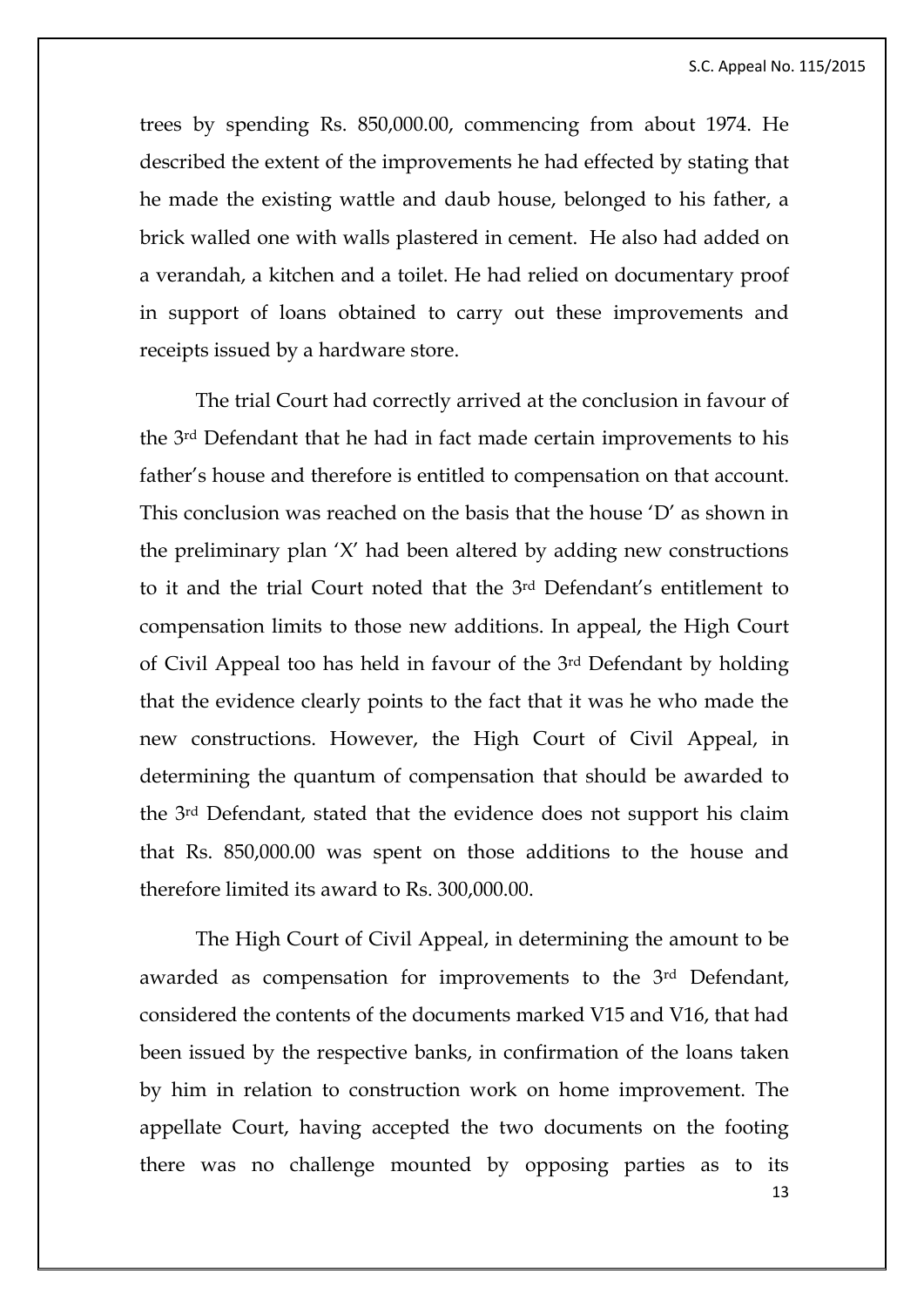trees by spending Rs. 850,000.00, commencing from about 1974. He described the extent of the improvements he had effected by stating that he made the existing wattle and daub house, belonged to his father, a brick walled one with walls plastered in cement. He also had added on a verandah, a kitchen and a toilet. He had relied on documentary proof in support of loans obtained to carry out these improvements and receipts issued by a hardware store.

The trial Court had correctly arrived at the conclusion in favour of the 3rd Defendant that he had in fact made certain improvements to his father's house and therefore is entitled to compensation on that account. This conclusion was reached on the basis that the house 'D' as shown in the preliminary plan 'X' had been altered by adding new constructions to it and the trial Court noted that the 3rd Defendant's entitlement to compensation limits to those new additions. In appeal, the High Court of Civil Appeal too has held in favour of the 3rd Defendant by holding that the evidence clearly points to the fact that it was he who made the new constructions. However, the High Court of Civil Appeal, in determining the quantum of compensation that should be awarded to the 3rd Defendant, stated that the evidence does not support his claim that Rs. 850,000.00 was spent on those additions to the house and therefore limited its award to Rs. 300,000.00.

The High Court of Civil Appeal, in determining the amount to be awarded as compensation for improvements to the 3rd Defendant, considered the contents of the documents marked V15 and V16, that had been issued by the respective banks, in confirmation of the loans taken by him in relation to construction work on home improvement. The appellate Court, having accepted the two documents on the footing there was no challenge mounted by opposing parties as to its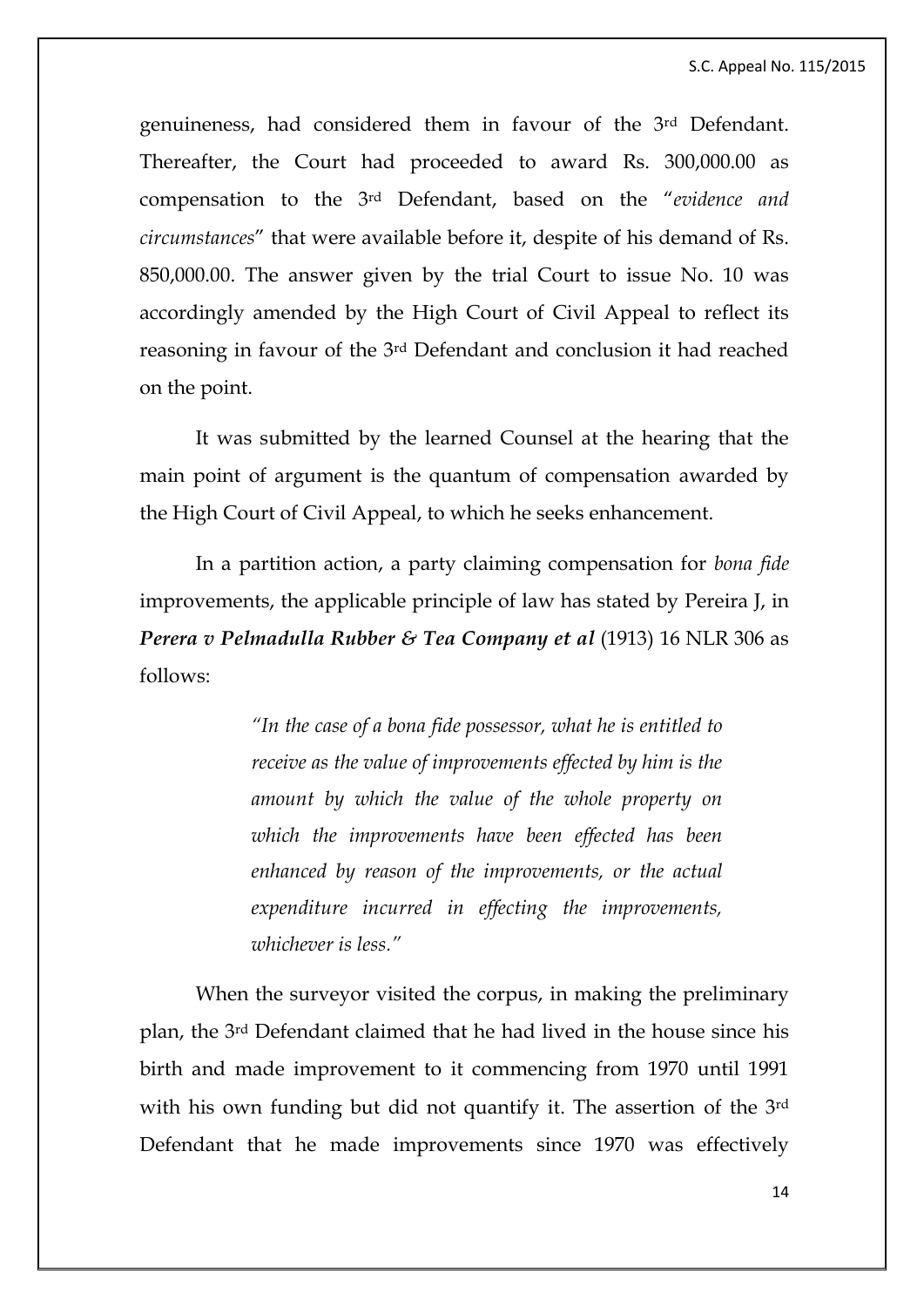genuineness, had considered them in favour of the 3rd Defendant. Thereafter, the Court had proceeded to award Rs. 300,000.00 as compensation to the 3rd Defendant, based on the "*evidence and circumstances*" that were available before it, despite of his demand of Rs. 850,000.00. The answer given by the trial Court to issue No. 10 was accordingly amended by the High Court of Civil Appeal to reflect its reasoning in favour of the 3rd Defendant and conclusion it had reached on the point.

It was submitted by the learned Counsel at the hearing that the main point of argument is the quantum of compensation awarded by the High Court of Civil Appeal, to which he seeks enhancement.

In a partition action, a party claiming compensation for *bona fide* improvements, the applicable principle of law has stated by Pereira J, in ***Perera v Pelmadulla Rubber & Tea Company et al*** (1913) 16 NLR 306 as follows:

> *"In the case of a bona fide possessor, what he is entitled to receive as the value of improvements effected by him is the amount by which the value of the whole property on which the improvements have been effected has been enhanced by reason of the improvements, or the actual expenditure incurred in effecting the improvements, whichever is less."*

When the surveyor visited the corpus, in making the preliminary plan, the 3rd Defendant claimed that he had lived in the house since his birth and made improvement to it commencing from 1970 until 1991 with his own funding but did not quantify it. The assertion of the 3rd Defendant that he made improvements since 1970 was effectively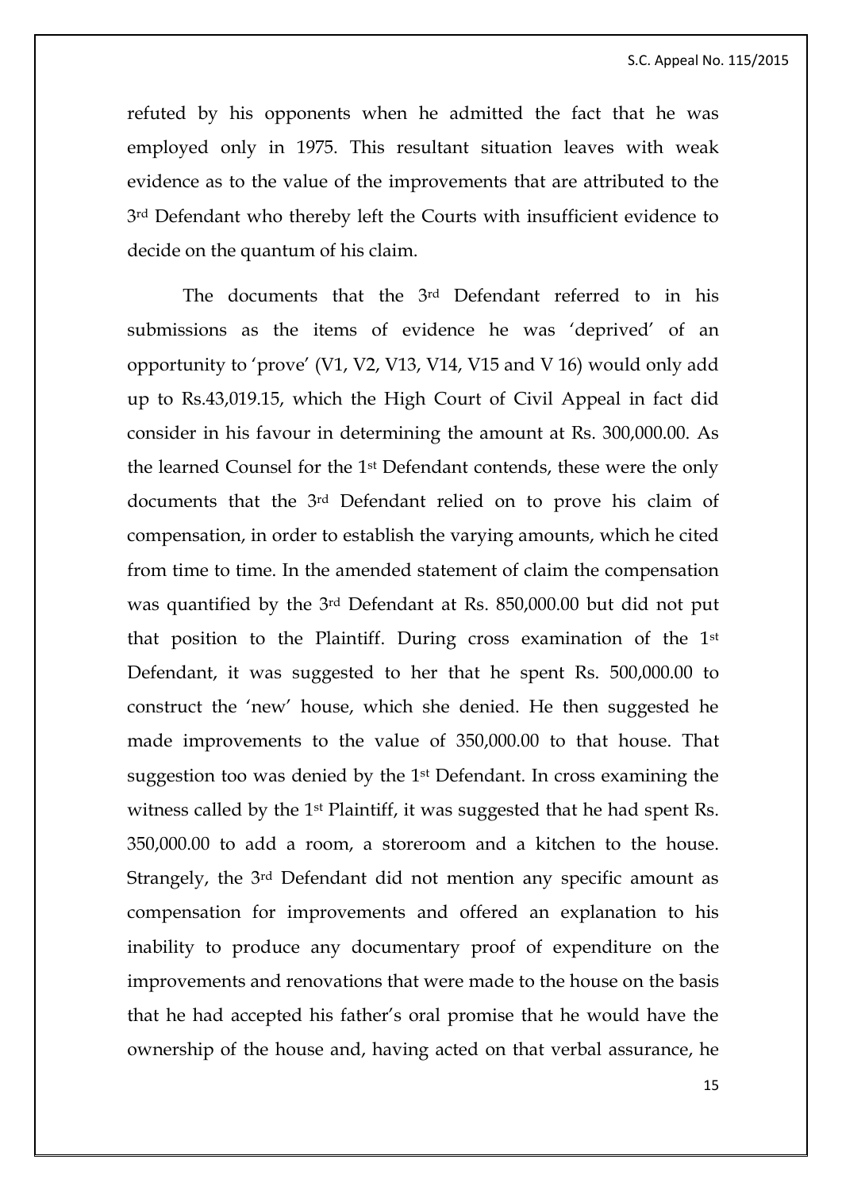refuted by his opponents when he admitted the fact that he was employed only in 1975. This resultant situation leaves with weak evidence as to the value of the improvements that are attributed to the 3rd Defendant who thereby left the Courts with insufficient evidence to decide on the quantum of his claim.

The documents that the 3rd Defendant referred to in his submissions as the items of evidence he was 'deprived' of an opportunity to 'prove' (V1, V2, V13, V14, V15 and V 16) would only add up to Rs.43,019.15, which the High Court of Civil Appeal in fact did consider in his favour in determining the amount at Rs. 300,000.00. As the learned Counsel for the 1st Defendant contends, these were the only documents that the 3rd Defendant relied on to prove his claim of compensation, in order to establish the varying amounts, which he cited from time to time. In the amended statement of claim the compensation was quantified by the 3rd Defendant at Rs. 850,000.00 but did not put that position to the Plaintiff. During cross examination of the 1st Defendant, it was suggested to her that he spent Rs. 500,000.00 to construct the 'new' house, which she denied. He then suggested he made improvements to the value of 350,000.00 to that house. That suggestion too was denied by the 1st Defendant. In cross examining the witness called by the 1st Plaintiff, it was suggested that he had spent Rs. 350,000.00 to add a room, a storeroom and a kitchen to the house. Strangely, the 3rd Defendant did not mention any specific amount as compensation for improvements and offered an explanation to his inability to produce any documentary proof of expenditure on the improvements and renovations that were made to the house on the basis that he had accepted his father's oral promise that he would have the ownership of the house and, having acted on that verbal assurance, he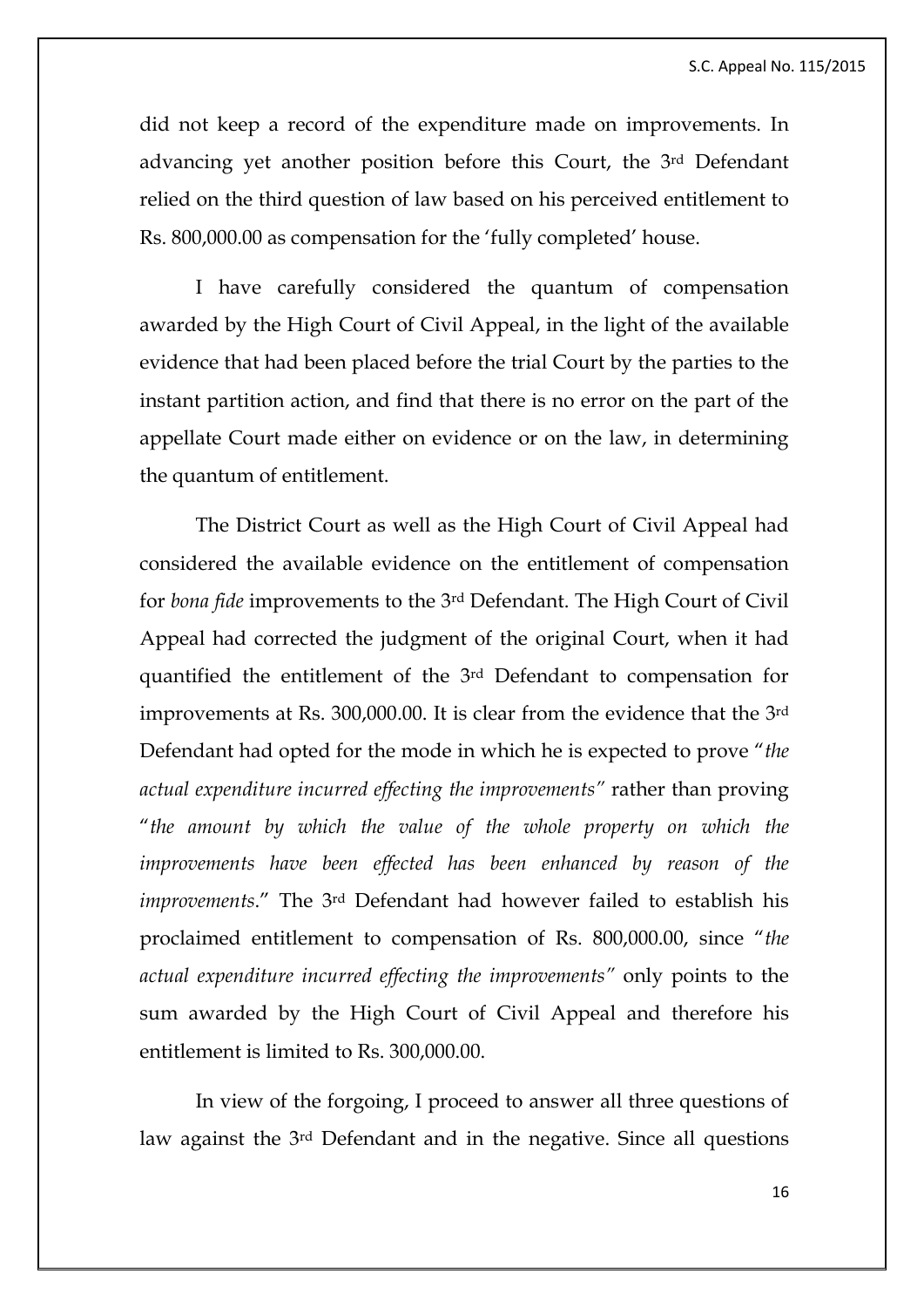did not keep a record of the expenditure made on improvements. In advancing yet another position before this Court, the 3rd Defendant relied on the third question of law based on his perceived entitlement to Rs. 800,000.00 as compensation for the 'fully completed' house.

I have carefully considered the quantum of compensation awarded by the High Court of Civil Appeal, in the light of the available evidence that had been placed before the trial Court by the parties to the instant partition action, and find that there is no error on the part of the appellate Court made either on evidence or on the law, in determining the quantum of entitlement.

The District Court as well as the High Court of Civil Appeal had considered the available evidence on the entitlement of compensation for *bona fide* improvements to the 3rd Defendant. The High Court of Civil Appeal had corrected the judgment of the original Court, when it had quantified the entitlement of the 3rd Defendant to compensation for improvements at Rs. 300,000.00. It is clear from the evidence that the 3rd Defendant had opted for the mode in which he is expected to prove "*the actual expenditure incurred effecting the improvements*" rather than proving "*the amount by which the value of the whole property on which the improvements have been effected has been enhanced by reason of the improvements*." The 3rd Defendant had however failed to establish his proclaimed entitlement to compensation of Rs. 800,000.00, since "*the actual expenditure incurred effecting the improvements*" only points to the sum awarded by the High Court of Civil Appeal and therefore his entitlement is limited to Rs. 300,000.00.

In view of the forgoing, I proceed to answer all three questions of law against the 3rd Defendant and in the negative. Since all questions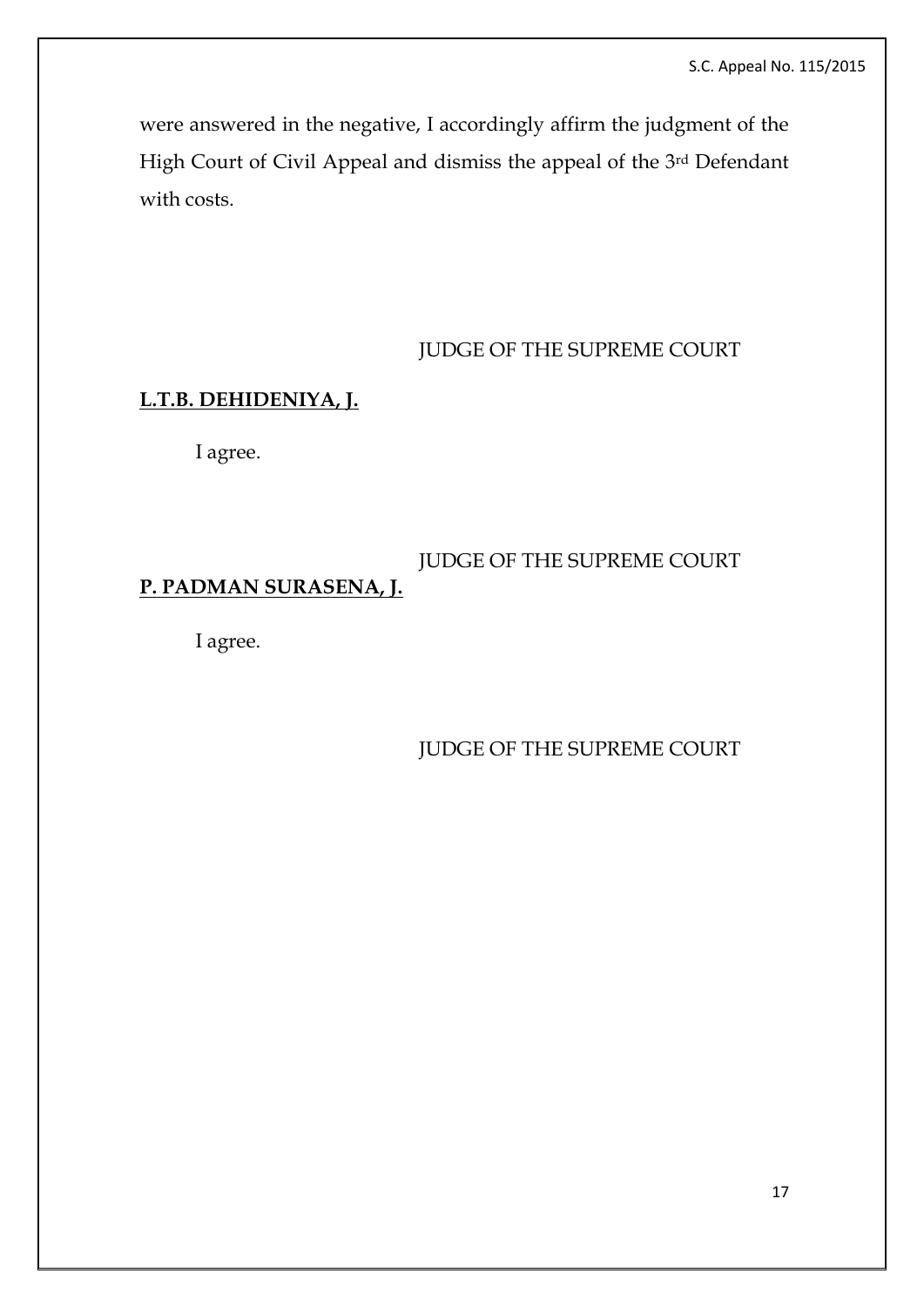were answered in the negative, I accordingly affirm the judgment of the High Court of Civil Appeal and dismiss the appeal of the 3rd Defendant with costs.

JUDGE OF THE SUPREME COURT

**L.T.B. DEHIDENIYA, J.**

I agree.

JUDGE OF THE SUPREME COURT

**P. PADMAN SURASENA, J.**

I agree.

JUDGE OF THE SUPREME COURT